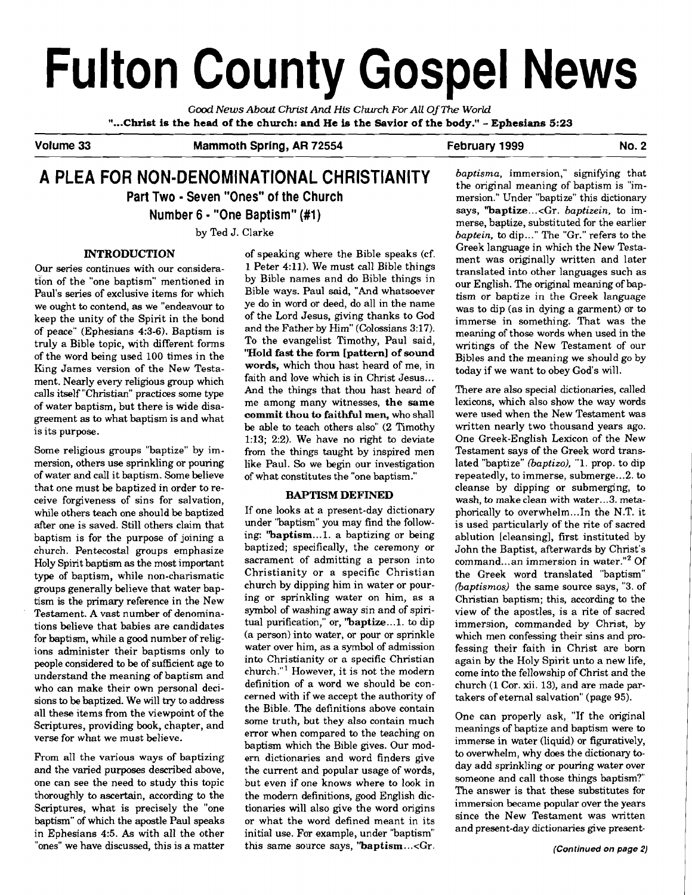# Fulton County Gospel News

*Good News About Christ And His Church For All Of The World*

**"...Christ is the head of the church: and He is the Savior of the body." - Ephesians 5:23**

**Volume 33** | **Mammoth Spring, AR 72554** | **February 1999** | **No. 2**

## A PLEA FOR NON-DENOMINATIONAL CHRISTIANITY

### Part Two - Seven "Ones" of the Church

### Number 6 - "One Baptism" (#1)

by Ted J. Clarke

#### INTRODUCTION

Our series continues with our consideration of the "one baptism" mentioned in Paul's series of exclusive items for which we ought to contend, as we "endeavour to keep the unity of the Spirit in the bond of peace" (Ephesians 4:3-6). Baptism is truly a Bible topic, with different forms of the word being used 100 times in the King James version of the New Testament. Nearly every religious group which calls itself "Christian" practices some type of water baptism, but there is wide disagreement as to what baptism is and what is its purpose.

Some religious groups "baptize" by immersion, others use sprinkling or pouring of water and call it baptism. Some believe that one must be baptized in order to receive forgiveness of sins for salvation, while others teach one should be baptized after one is saved. Still others claim that baptism is for the purpose of joining a church. Pentecostal groups emphasize Holy Spirit baptism as the most important type of baptism, while non-charismatic groups generally believe that water baptism is the primary reference in the New Testament. A vast number of denominations believe that babies are candidates for baptism, while a good number of religions administer their baptisms only to people considered to be of sufficient age to understand the meaning of baptism and who can make their own personal decisions to be baptized. We will try to address all these items from the viewpoint of the Scriptures, providing book, chapter, and verse for what we must believe.

From all the various ways of baptizing and the varied purposes described above, one can see the need to study this topic thoroughly to ascertain, according to the Scriptures, what is precisely the "one baptism" of which the apostle Paul speaks in Ephesians 4:5. As with all the other "ones" we have discussed, this is a matter of speaking where the Bible speaks (cf. 1 Peter 4:11). We must call Bible things by Bible names and do Bible things in Bible ways. Paul said, "And whatsoever ye do in word or deed, do all in the name of the Lord Jesus, giving thanks to God and the Father by Him" (Colossians 3:17). To the evangelist Timothy, Paul said, **"Hold fast the form [pattern] of sound words,** which thou hast heard of me, in faith and love which is in Christ Jesus... And the things that thou hast heard of me among many witnesses, **the same commit thou to faithful men,** who shall be able to teach others also" (2 Timothy 1:13; 2:2). We have no right to deviate from the things taught by inspired men like Paul. So we begin our investigation of what constitutes the "one baptism."

#### BAPTISM DEFINED

If one looks at a present-day dictionary under "baptism" you may find the following: **"baptism**...1. a baptizing or being baptized; specifically, the ceremony or sacrament of admitting a person into Christianity or a specific Christian church by dipping him in water or pouring or sprinkling water on him, as a symbol of washing away sin and of spiritual purification," or, **"baptize**...1. to dip (a person) into water, or pour or sprinkle water over him, as a symbol of admission into Christianity or a specific Christian church."[1] However, it is not the modern definition of a word we should be concerned with if we accept the authority of the Bible. The definitions above contain some truth, but they also contain much error when compared to the teaching on baptism which the Bible gives. Our modern dictionaries and word finders give the current and popular usage of words, but even if one knows where to look in the modern definitions, good English dictionaries will also give the word origins or what the word defined meant in its initial use. For example, under "baptism" this same source says, **"baptism**...<Gr. *baptisma,* immersion," signifying that the original meaning of baptism is "immersion." Under "baptize" this dictionary says, **"baptize**...<Gr. *baptizein,* to immerse, baptize, substituted for the earlier *baptein,* to dip..." The "Gr." refers to the Greek language in which the New Testament was originally written and later translated into other languages such as our English. The original meaning of baptism or baptize in the Greek language was to dip (as in dying a garment) or to immerse in something. That was the meaning of those words when used in the writings of the New Testament of our Bibles and the meaning we should go by today if we want to obey God's will.

There are also special dictionaries, called lexicons, which also show the way words were used when the New Testament was written nearly two thousand years ago. One Greek-English Lexicon of the New Testament says of the Greek word translated "baptize" *(baptizo),* "1. prop. to dip repeatedly, to immerse, submerge...2. to cleanse by dipping or submerging, to wash, to make clean with water...3. metaphorically to overwhelm...In the N.T. it is used particularly of the rite of sacred ablution [cleansing], first instituted by John the Baptist, afterwards by Christ's command...an immersion in water."[2] Of the Greek word translated "baptism" *(baptismos)* the same source says, "3. of Christian baptism; this, according to the view of the apostles, is a rite of sacred immersion, commanded by Christ, by which men confessing their sins and professing their faith in Christ are born again by the Holy Spirit unto a new life, come into the fellowship of Christ and the church (1 Cor. xii. 13), and are made partakers of eternal salvation" (page 95).

One can properly ask, "If the original meanings of baptize and baptism were to immerse in water (liquid) or figuratively, to overwhelm, why does the dictionary today add sprinkling or pouring water over someone and call those things baptism?" The answer is that these substitutes for immersion became popular over the years since the New Testament was written and present-day dictionaries give present-

*(Continued on page 2)*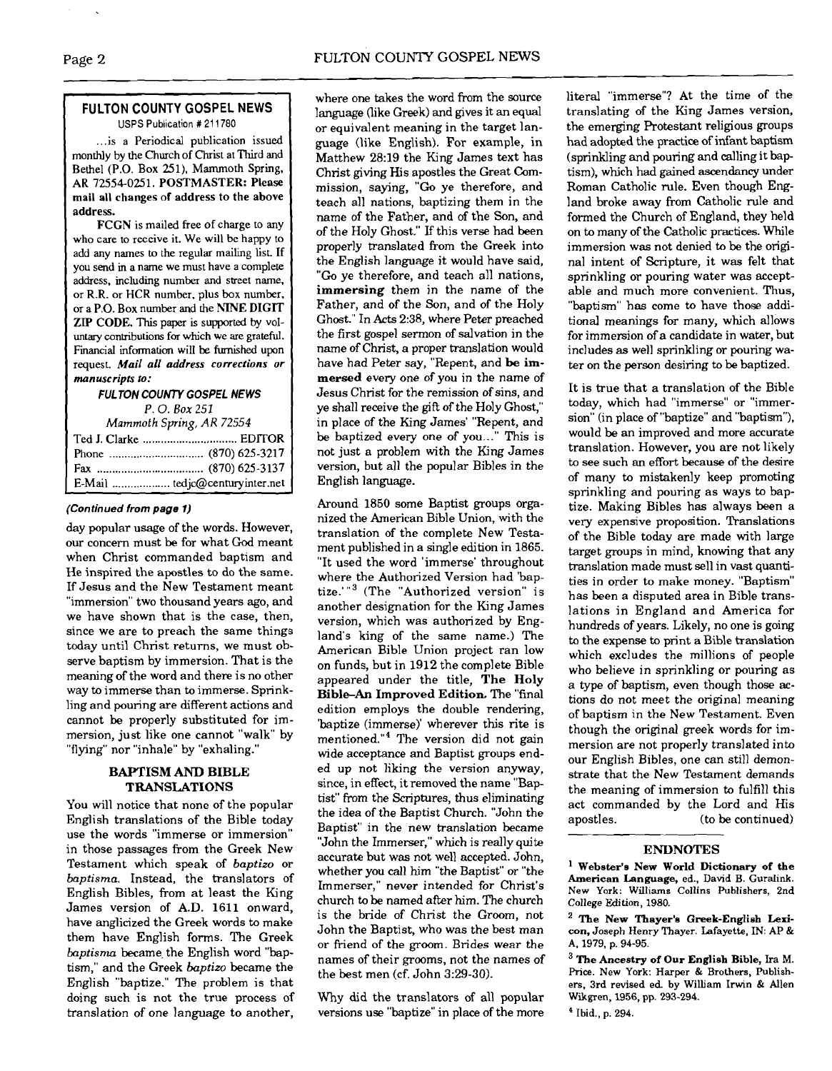## FULTON COUNTY GOSPEL NEWS

USPS Publication # 211780

...is a Periodical publication issued monthly by the Church of Christ at Third and Bethel (P.O. Box 251), Mammoth Spring, AR 72554-0251. **POSTMASTER: Please mail all changes of address to the above address.**

**FCGN** is mailed free of charge to any who care to receive it. We will be happy to add any names to the regular mailing list. If you send in a name we must have a complete address, including number and street name, or R.R. or HCR number, plus box number, or a P.O. Box number and the **NINE DIGIT ZIP CODE.** This paper is supported by voluntary contributions for which we are grateful. Financial information will be furnished upon request. ***Mail all address corrections or manuscripts to:***

***FULTON COUNTY GOSPEL NEWS***
*P. O. Box 251*
*Mammoth Spring, AR 72554*

Ted J. Clarke ............................. EDITOR
Phone ............................. (870) 625-3217
Fax ................................. (870) 625-3137
E-Mail .................. tedjc@centuryinter.net

***(Continued from page 1)***

day popular usage of the words. However, our concern must be for what God meant when Christ commanded baptism and He inspired the apostles to do the same. If Jesus and the New Testament meant "immersion" two thousand years ago, and we have shown that is the case, then, since we are to preach the same things today until Christ returns, we must observe baptism by immersion. That is the meaning of the word and there is no other way to immerse than to immerse. Sprinkling and pouring are different actions and cannot be properly substituted for immersion, just like one cannot "walk" by "flying" nor "inhale" by "exhaling."

### BAPTISM AND BIBLE TRANSLATIONS

You will notice that none of the popular English translations of the Bible today use the words "immerse or immersion" in those passages from the Greek New Testament which speak of *baptizo* or *baptisma*. Instead, the translators of English Bibles, from at least the King James version of A.D. 1611 onward, have anglicized the Greek words to make them have English forms. The Greek *baptisma* became the English word "baptism," and the Greek *baptizo* became the English "baptize." The problem is that doing such is not the true process of translation of one language to another, where one takes the word from the source language (like Greek) and gives it an equal or equivalent meaning in the target language (like English). For example, in Matthew 28:19 the King James text has Christ giving His apostles the Great Commission, saying, "Go ye therefore, and teach all nations, baptizing them in the name of the Father, and of the Son, and of the Holy Ghost." If this verse had been properly translated from the Greek into the English language it would have said, "Go ye therefore, and teach all nations, **immersing** them in the name of the Father, and of the Son, and of the Holy Ghost." In Acts 2:38, where Peter preached the first gospel sermon of salvation in the name of Christ, a proper translation would have had Peter say, "Repent, and **be immersed** every one of you in the name of Jesus Christ for the remission of sins, and ye shall receive the gift of the Holy Ghost," in place of the King James' "Repent, and be baptized every one of you..." This is not just a problem with the King James version, but all the popular Bibles in the English language.

Around 1850 some Baptist groups organized the American Bible Union, with the translation of the complete New Testament published in a single edition in 1865. "It used the word 'immerse' throughout where the Authorized Version had 'baptize.'"[3] (The "Authorized version" is another designation for the King James version, which was authorized by England's king of the same name.) The American Bible Union project ran low on funds, but in 1912 the complete Bible appeared under the title, **The Holy Bible–An Improved Edition.** The "final edition employs the double rendering, 'baptize (immerse)' wherever this rite is mentioned."[4] The version did not gain wide acceptance and Baptist groups ended up not liking the version anyway, since, in effect, it removed the name "Baptist" from the Scriptures, thus eliminating the idea of the Baptist Church. "John the Baptist" in the new translation became "John the Immerser," which is really quite accurate but was not well accepted. John, whether you call him "the Baptist" or "the Immerser," never intended for Christ's church to be named after him. The church is the bride of Christ the Groom, not John the Baptist, who was the best man or friend of the groom. Brides wear the names of their grooms, not the names of the best men (cf. John 3:29-30).

Why did the translators of all popular versions use "baptize" in place of the more literal "immerse"? At the time of the translating of the King James version, the emerging Protestant religious groups had adopted the practice of infant baptism (sprinkling and pouring and calling it baptism), which had gained ascendancy under Roman Catholic rule. Even though England broke away from Catholic rule and formed the Church of England, they held on to many of the Catholic practices. While immersion was not denied to be the original intent of Scripture, it was felt that sprinkling or pouring water was acceptable and much more convenient. Thus, "baptism" has come to have those additional meanings for many, which allows for immersion of a candidate in water, but includes as well sprinkling or pouring water on the person desiring to be baptized.

It is true that a translation of the Bible today, which had "immerse" or "immersion" (in place of "baptize" and "baptism"), would be an improved and more accurate translation. However, you are not likely to see such an effort because of the desire of many to mistakenly keep promoting sprinkling and pouring as ways to baptize. Making Bibles has always been a very expensive proposition. Translations of the Bible today are made with large target groups in mind, knowing that any translation made must sell in vast quantities in order to make money. "Baptism" has been a disputed area in Bible translations in England and America for hundreds of years. Likely, no one is going to the expense to print a Bible translation which excludes the millions of people who believe in sprinkling or pouring as a type of baptism, even though those actions do not meet the original meaning of baptism in the New Testament. Even though the original greek words for immersion are not properly translated into our English Bibles, one can still demonstrate that the New Testament demands the meaning of immersion to fulfill this act commanded by the Lord and His apostles. (to be continued)

### ENDNOTES

[1] **Webster's New World Dictionary of the American Language,** ed., David B. Guralink. New York: Williams Collins Publishers, 2nd College Edition, 1980.

[2] **The New Thayer's Greek-English Lexicon,** Joseph Henry Thayer. Lafayette, IN: AP & A, 1979, pp. 94-95.

[3] **The Ancestry of Our English Bible,** Ira M. Price. New York: Harper & Brothers, Publishers, 3rd revised ed. by William Irwin & Allen Wikgren, 1956, pp. 293-294.

[4] Ibid., p. 294.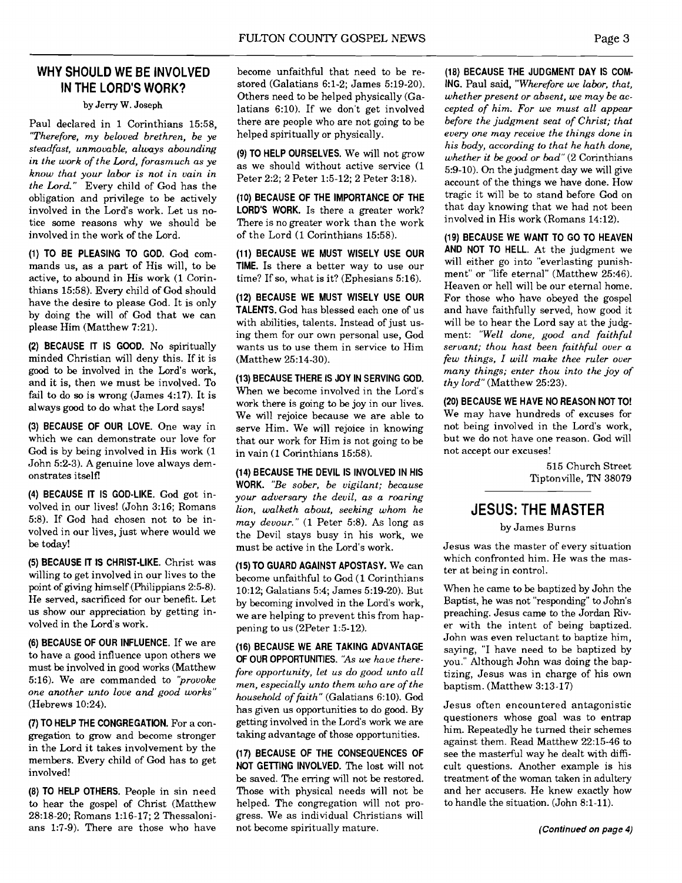## WHY SHOULD WE BE INVOLVED IN THE LORD'S WORK?

by Jerry W. Joseph

Paul declared in 1 Corinthians 15:58, *"Therefore, my beloved brethren, be ye steadfast, unmoveable, always abounding in the work of the Lord, forasmuch as ye know that your labor is not in vain in the Lord."* Every child of God has the obligation and privilege to be actively involved in the Lord's work. Let us notice some reasons why we should be involved in the work of the Lord.

**(1) TO BE PLEASING TO GOD.** God commands us, as a part of His will, to be active, to abound in His work (1 Corinthians 15:58). Every child of God should have the desire to please God. It is only by doing the will of God that we can please Him (Matthew 7:21).

**(2) BECAUSE IT IS GOOD.** No spiritually minded Christian will deny this. If it is good to be involved in the Lord's work, and it is, then we must be involved. To fail to do so is wrong (James 4:17). It is always good to do what the Lord says!

**(3) BECAUSE OF OUR LOVE.** One way in which we can demonstrate our love for God is by being involved in His work (1 John 5:2-3). A genuine love always demonstrates itself!

**(4) BECAUSE IT IS GOD-LIKE.** God got involved in our lives! (John 3:16; Romans 5:8). If God had chosen not to be involved in our lives, just where would we be today!

**(5) BECAUSE IT IS CHRIST-LIKE.** Christ was willing to get involved in our lives to the point of giving himself (Philippians 2:5-8). He served, sacrificed for our benefit. Let us show our appreciation by getting involved in the Lord's work.

**(6) BECAUSE OF OUR INFLUENCE.** If we are to have a good influence upon others we must be involved in good works (Matthew 5:16). We are commanded to *"provoke one another unto love and good works"* (Hebrews 10:24).

**(7) TO HELP THE CONGREGATION.** For a congregation to grow and become stronger in the Lord it takes involvement by the members. Every child of God has to get involved!

**(8) TO HELP OTHERS.** People in sin need to hear the gospel of Christ (Matthew 28:18-20; Romans 1:16-17; 2 Thessalonians 1:7-9). There are those who have become unfaithful that need to be restored (Galatians 6:1-2; James 5:19-20). Others need to be helped physically (Galatians 6:10). If we don't get involved there are people who are not going to be helped spiritually or physically.

**(9) TO HELP OURSELVES.** We will not grow as we should without active service (1 Peter 2:2; 2 Peter 1:5-12; 2 Peter 3:18).

**(10) BECAUSE OF THE IMPORTANCE OF THE LORD'S WORK.** Is there a greater work? There is no greater work than the work of the Lord (1 Corinthians 15:58).

**(11) BECAUSE WE MUST WISELY USE OUR TIME.** Is there a better way to use our time? If so, what is it? (Ephesians 5:16).

**(12) BECAUSE WE MUST WISELY USE OUR TALENTS.** God has blessed each one of us with abilities, talents. Instead of just using them for our own personal use, God wants us to use them in service to Him (Matthew 25:14-30).

**(13) BECAUSE THERE IS JOY IN SERVING GOD.** When we become involved in the Lord's work there is going to be joy in our lives. We will rejoice because we are able to serve Him. We will rejoice in knowing that our work for Him is not going to be in vain (1 Corinthians 15:58).

**(14) BECAUSE THE DEVIL IS INVOLVED IN HIS WORK.** *"Be sober, be vigilant; because your adversary the devil, as a roaring lion, walketh about, seeking whom he may devour."* (1 Peter 5:8). As long as the Devil stays busy in his work, we must be active in the Lord's work.

**(15) TO GUARD AGAINST APOSTASY.** We can become unfaithful to God (1 Corinthians 10:12; Galatians 5:4; James 5:19-20). But by becoming involved in the Lord's work, we are helping to prevent this from happening to us (2Peter 1:5-12).

**(16) BECAUSE WE ARE TAKING ADVANTAGE OF OUR OPPORTUNITIES.** *"As we have therefore opportunity, let us do good unto all men, especially unto them who are of the household of faith"* (Galatians 6:10). God has given us opportunities to do good. By getting involved in the Lord's work we are taking advantage of those opportunities.

**(17) BECAUSE OF THE CONSEQUENCES OF NOT GETTING INVOLVED.** The lost will not be saved. The erring will not be restored. Those with physical needs will not be helped. The congregation will not progress. We as individual Christians will not become spiritually mature.

**(18) BECAUSE THE JUDGMENT DAY IS COMING.** Paul said, *"Wherefore we labor, that, whether present or absent, we may be accepted of him. For we must all appear before the judgment seat of Christ; that every one may receive the things done in his body, according to that he hath done, whether it be good or bad"* (2 Corinthians 5:9-10). On the judgment day we will give account of the things we have done. How tragic it will be to stand before God on that day knowing that we had not been involved in His work (Romans 14:12).

**(19) BECAUSE WE WANT TO GO TO HEAVEN AND NOT TO HELL.** At the judgment we will either go into "everlasting punishment" or "life eternal" (Matthew 25:46). Heaven or hell will be our eternal home. For those who have obeyed the gospel and have faithfully served, how good it will be to hear the Lord say at the judgment: *"Well done, good and faithful servant; thou hast been faithful over a few things, I will make thee ruler over many things; enter thou into the joy of thy lord"* (Matthew 25:23).

**(20) BECAUSE WE HAVE NO REASON NOT TO!** We may have hundreds of excuses for not being involved in the Lord's work, but we do not have one reason. God will not accept our excuses!

515 Church Street
Tiptonville, TN 38079

## JESUS: THE MASTER

by James Burns

Jesus was the master of every situation which confronted him. He was the master at being in control.

When he came to be baptized by John the Baptist, he was not "responding" to John's preaching. Jesus came to the Jordan River with the intent of being baptized. John was even reluctant to baptize him, saying, "I have need to be baptized by you." Although John was doing the baptizing, Jesus was in charge of his own baptism. (Matthew 3:13-17)

Jesus often encountered antagonistic questioners whose goal was to entrap him. Repeatedly he turned their schemes against them. Read Matthew 22:15-46 to see the masterful way he dealt with difficult questions. Another example is his treatment of the woman taken in adultery and her accusers. He knew exactly how to handle the situation. (John 8:1-11).

***(Continued on page 4)***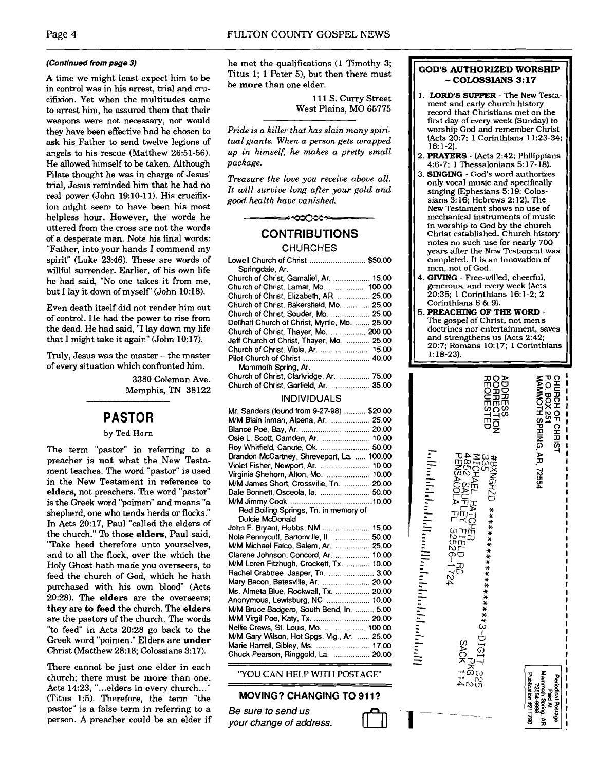*(Continued from page 3)*

A time we might least expect him to be in control was in his arrest, trial and crucifixion. Yet when the multitudes came to arrest him, he assured them that their weapons were not necessary, nor would they have been effective had he chosen to ask his Father to send twelve legions of angels to his rescue (Matthew 26:51-56). He allowed himself to be taken. Although Pilate thought he was in charge of Jesus' trial, Jesus reminded him that he had no real power (John 19:10-11). His crucifixion might seem to have been his most helpless hour. However, the words he uttered from the cross are not the words of a desperate man. Note his final words: "Father, into your hands I commend my spirit" (Luke 23:46). These are words of willful surrender. Earlier, of his own life he had said, "No one takes it from me, but I lay it down of myself" (John 10:18).

Even death itself did not render him out of control. He had the power to rise from the dead. He had said, "I lay down my life that I might take it again" (John 10:17).

Truly, Jesus was the master – the master of every situation which confronted him.

3380 Coleman Ave.
Memphis, TN 38122

## PASTOR

by Ted Horn

The term "pastor" in referring to a preacher is **not** what the New Testament teaches. The word "pastor" is used in the New Testament in reference to **elders**, not preachers. The word "pastor" is the Greek word "poimen" and means "a shepherd, one who tends herds or flocks." In Acts 20:17, Paul "called the elders of the church." To those **elders**, Paul said, "Take heed therefore unto yourselves, and to all the flock, over the which the Holy Ghost hath made you overseers, to feed the church of God, which he hath purchased with his own blood" (Acts 20:28). The **elders** are the overseers; **they are to feed** the church. The **elders** are the pastors of the church. The words "to feed" in Acts 20:28 go back to the Greek word "poimen." Elders are **under** Christ (Matthew 28:18; Colossians 3:17).

There cannot be just one elder in each church; there must be **more** than one. Acts 14:23, "...elders in every church..." (Titus 1:5). Therefore, the term "the pastor" is a false term in referring to a person. A preacher could be an elder if he met the qualifications (1 Timothy 3; Titus 1; 1 Peter 5), but then there must be **more** than one elder.

111 S. Curry Street
West Plains, MO 65775

*Pride is a killer that has slain many spiritual giants. When a person gets wrapped up in himself, he makes a pretty small package.*

*Treasure the love you receive above all. It will survive long after your gold and good health have vanished.*

## CONTRIBUTIONS

### CHURCHES

| | |
|---|---|
| Lowell Church of Christ, Springdale, Ar. | $50.00 |
| Church of Christ, Gamaliel, Ar. | 15.00 |
| Church of Christ, Lamar, Mo. | 100.00 |
| Church of Christ, Elizabeth, AR. | 25.00 |
| Church of Christ, Bakersfield, Mo. | 25.00 |
| Church of Christ, Souder, Mo. | 25.00 |
| Dellhalf Church of Christ, Myrtle, Mo. | 25.00 |
| Church of Christ, Thayer, Mo. | 200.00 |
| Jeff Church of Christ, Thayer, Mo. | 25.00 |
| Church of Christ, Viola, Ar. | 15.00 |
| Pilot Church of Christ, Mammoth Spring, Ar. | 40.00 |
| Church of Christ, Clarkridge, Ar. | 75.00 |
| Church of Christ, Garfield, Ar. | 35.00 |

### INDIVIDUALS

| | |
|---|---|
| Mr. Sanders (found from 9-27-98) | $20.00 |
| M/M Blain Inman, Alpena, Ar. | 25.00 |
| Blance Poe, Bay, Ar. | 20.00 |
| Osie L. Scott, Camden, Ar. | 10.00 |
| Roy Whitfield, Canute, Ok. | 50.00 |
| Brandon McCartney, Shreveport, La. | 100.00 |
| Violet Fisher, Newport, Ar. | 10.00 |
| Virginia Shehorn, Alton, Mo. | 10.00 |
| M/M James Short, Crossville, Tn. | 20.00 |
| Dale Bonnett, Osceola, Ia. | 50.00 |
| M/M Jimmy Cook, Red Boiling Springs, Tn. in memory of Dulcie McDonald | 10.00 |
| John F. Bryant, Hobbs, NM | 15.00 |
| Nola Pennycuff, Bartonville, Il. | 50.00 |
| M/M Michael Falco, Salem, Ar. | 25.00 |
| Clarene Johnson, Concord, Ar. | 10.00 |
| M/M Loren Fitzhugh, Crockett, Tx. | 10.00 |
| Rachel Crabtree, Jasper, Tn. | 3.00 |
| Mary Bacon, Batesville, Ar. | 20.00 |
| Ms. Almeta Blue, Rockwall, Tx. | 20.00 |
| Anonymous, Lewisburg, NC | 10.00 |
| M/M Bruce Badgero, South Bend, In. | 5.00 |
| M/M Virgil Poe, Katy, Tx. | 20.00 |
| Nellie Crews, St. Louis, Mo. | 100.00 |
| M/M Gary Wilson, Hot Spgs. Vlg., Ar. | 25.00 |
| Marie Harrell, Sibley, Ms. | 17.00 |
| Chuck Pearson, Ringgold, La. | 20.00 |

"YOU CAN HELP WITH POSTAGE"

### MOVING? CHANGING TO 911?

*Be sure to send us your change of address.*

### GOD'S AUTHORIZED WORSHIP - COLOSSIANS 3:17

1. **LORD'S SUPPER** - The New Testament and early church history record that Christians met on the first day of every week (Sunday) to worship God and remember Christ (Acts 20:7; 1 Corinthians 11:23-34; 16:1-2).
2. **PRAYERS** - (Acts 2:42; Philippians 4:6-7; 1 Thessalonians 5:17-18).
3. **SINGING** - God's word authorizes only vocal music and specifically singing (Ephesians 5:19; Colossians 3:16; Hebrews 2:12). The New Testament shows no use of mechanical instruments of music in worship to God by the church Christ established. Church history notes no such use for nearly 700 years after the New Testament was completed. It is an innovation of men, not of God.
4. **GIVING** - Free-willed, cheerful, generous, and every week (Acts 20:35; 1 Corinthians 16:1-2; 2 Corinthians 8 & 9).
5. **PREACHING OF THE WORD** - The gospel of Christ, not men's doctrines nor entertainment, saves and strengthens us (Acts 2:42; 20:7; Romans 10:17; 1 Corinthians 1:18-23).

CHURCH OF CHRIST
P.O. BOX 251
MAMMOTH SPRING, AR. 72554

ADDRESS CORRECTION REQUESTED

#BXNGHZD ****************3-DIGIT 325
335
MICHAEL HATCHER PKG 2
4852 SAUFLEY FIELD RD SACK 114
PENSACOLA FL 32526-1724

Periodical Postage Paid At Mammoth Spring, AR 72554-9998 Publication #211780